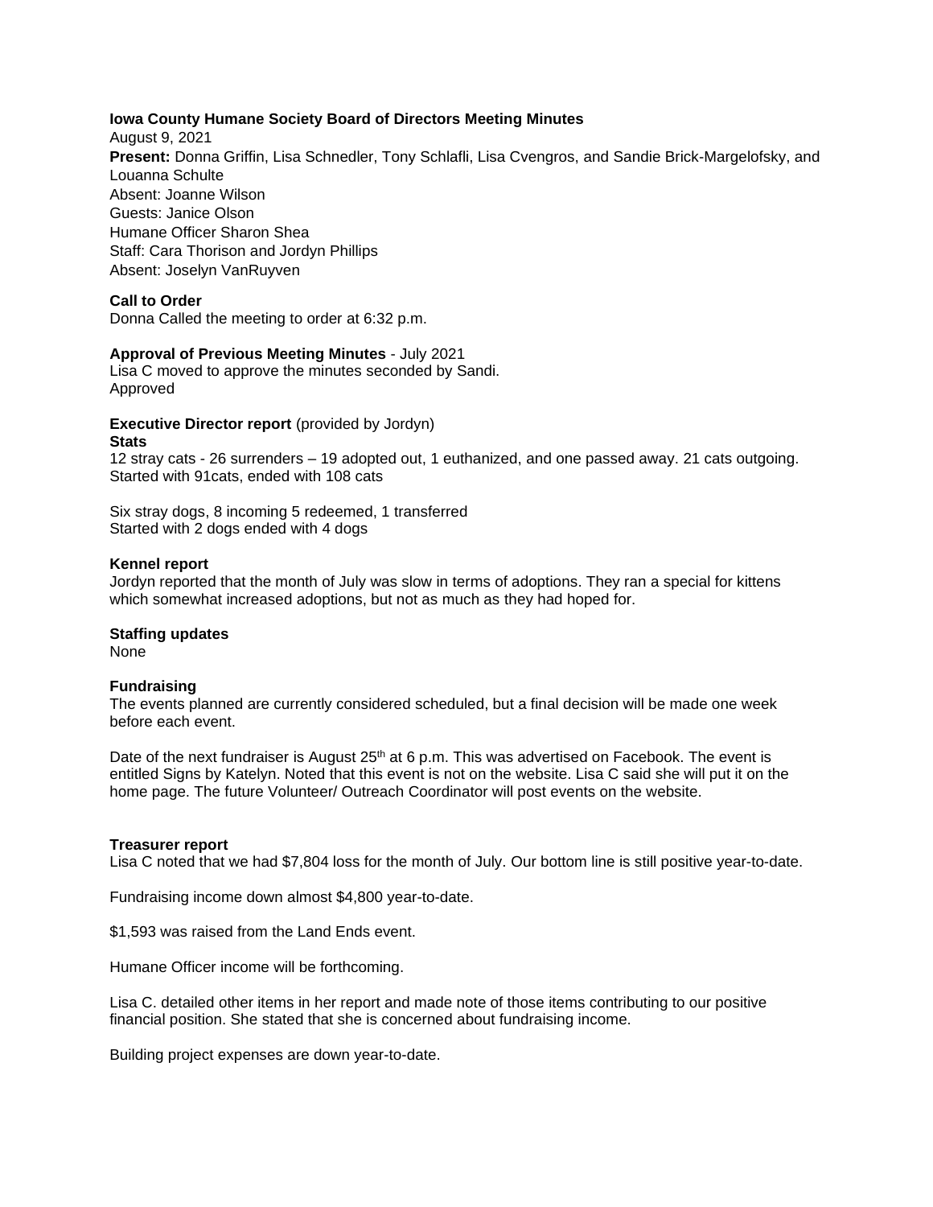**Iowa County Humane Society Board of Directors Meeting Minutes**

August 9, 2021

**Present:** Donna Griffin, Lisa Schnedler, Tony Schlafli, Lisa Cvengros, and Sandie Brick-Margelofsky, and Louanna Schulte

Absent: Joanne Wilson

Guests: Janice Olson

Humane Officer Sharon Shea

Staff: Cara Thorison and Jordyn Phillips

Absent: Joselyn VanRuyven

**Call to Order**

Donna Called the meeting to order at 6:32 p.m.

**Approval of Previous Meeting Minutes** - July 2021

Lisa C moved to approve the minutes seconded by Sandi.

Approved

**Executive Director report** (provided by Jordyn)

**Stats**

12 stray cats - 26 surrenders – 19 adopted out, 1 euthanized, and one passed away. 21 cats outgoing. Started with 91cats, ended with 108 cats

Six stray dogs, 8 incoming 5 redeemed, 1 transferred
Started with 2 dogs ended with 4 dogs

**Kennel report**

Jordyn reported that the month of July was slow in terms of adoptions. They ran a special for kittens which somewhat increased adoptions, but not as much as they had hoped for.

**Staffing updates**

None

**Fundraising**

The events planned are currently considered scheduled, but a final decision will be made one week before each event.

Date of the next fundraiser is August 25th at 6 p.m. This was advertised on Facebook. The event is entitled Signs by Katelyn. Noted that this event is not on the website. Lisa C said she will put it on the home page. The future Volunteer/ Outreach Coordinator will post events on the website.

**Treasurer report**

Lisa C noted that we had $7,804 loss for the month of July. Our bottom line is still positive year-to-date.

Fundraising income down almost $4,800 year-to-date.

$1,593 was raised from the Land Ends event.

Humane Officer income will be forthcoming.

Lisa C. detailed other items in her report and made note of those items contributing to our positive financial position. She stated that she is concerned about fundraising income.

Building project expenses are down year-to-date.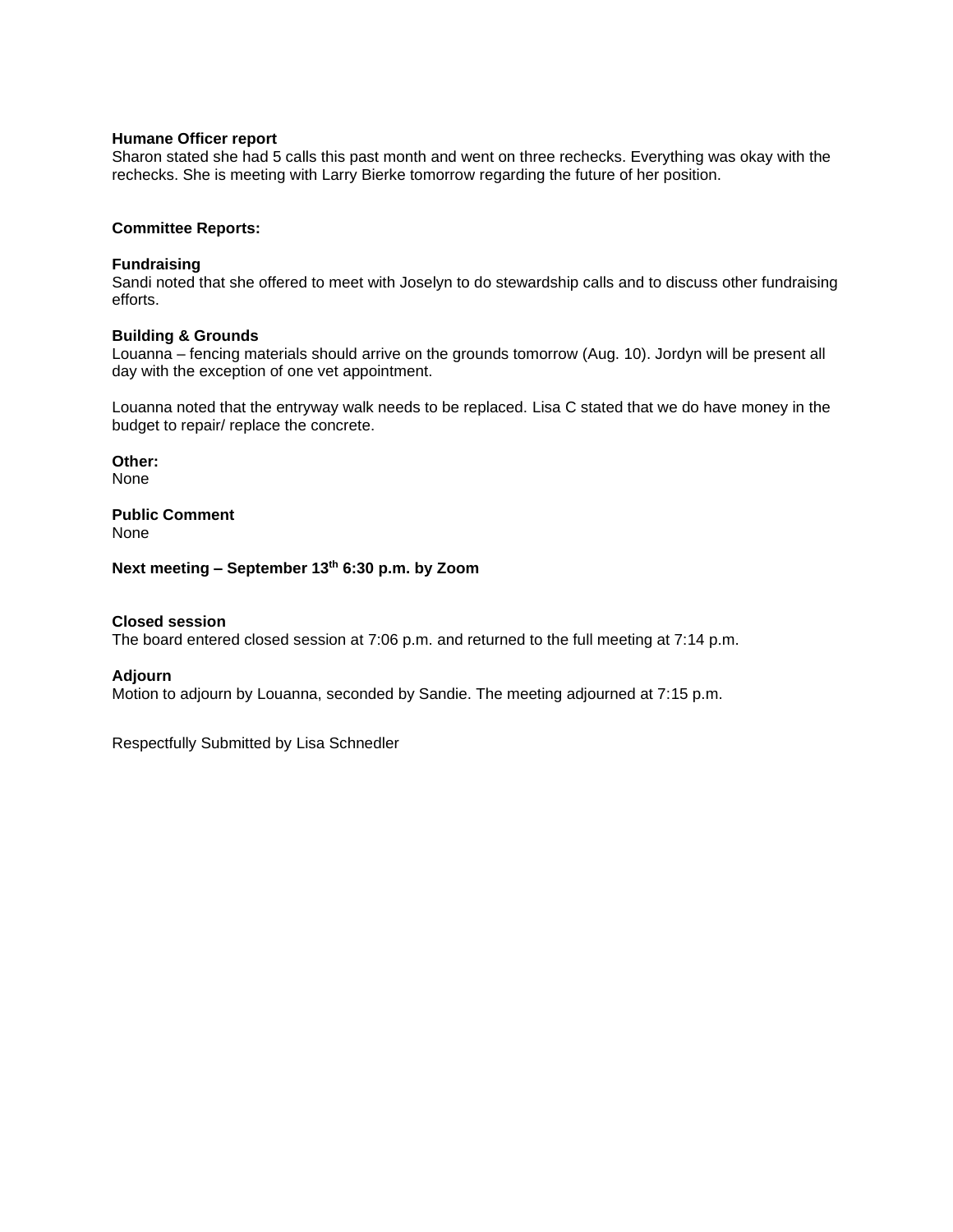**Humane Officer report**
Sharon stated she had 5 calls this past month and went on three rechecks. Everything was okay with the rechecks. She is meeting with Larry Bierke tomorrow regarding the future of her position.

**Committee Reports:**

**Fundraising**
Sandi noted that she offered to meet with Joselyn to do stewardship calls and to discuss other fundraising efforts.

**Building & Grounds**
Louanna – fencing materials should arrive on the grounds tomorrow (Aug. 10). Jordyn will be present all day with the exception of one vet appointment.

Louanna noted that the entryway walk needs to be replaced. Lisa C stated that we do have money in the budget to repair/ replace the concrete.

**Other:**
None

**Public Comment**
None

**Next meeting – September 13th 6:30 p.m. by Zoom**

**Closed session**
The board entered closed session at 7:06 p.m. and returned to the full meeting at 7:14 p.m.

**Adjourn**
Motion to adjourn by Louanna, seconded by Sandie. The meeting adjourned at 7:15 p.m.

Respectfully Submitted by Lisa Schnedler